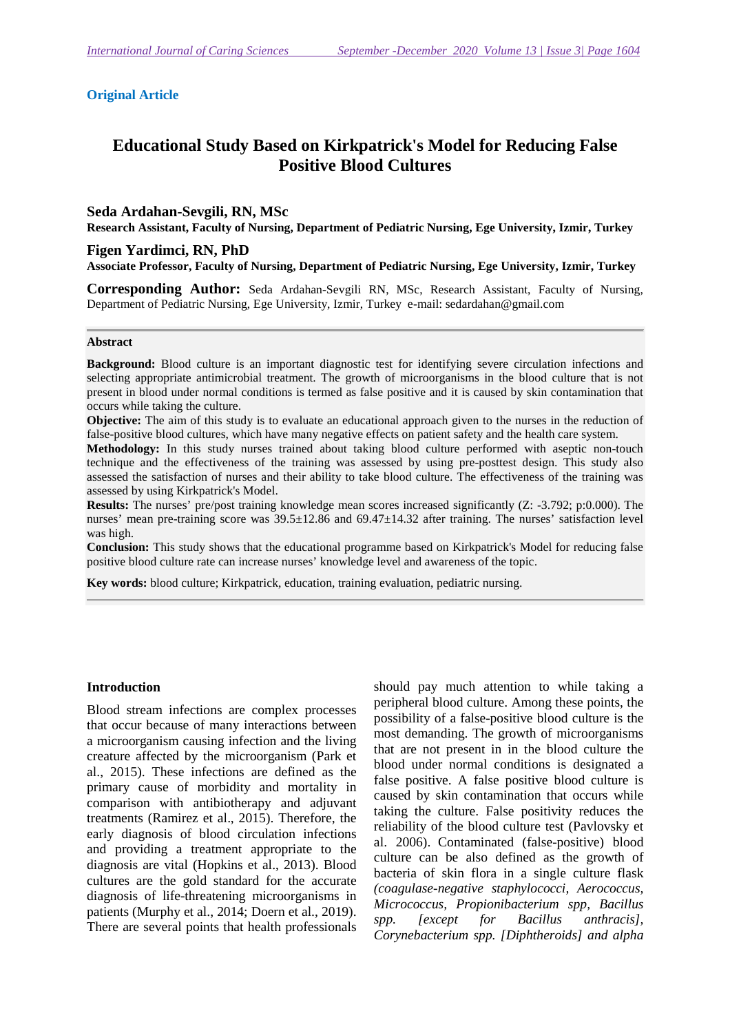**Original Article**

# Educational Study Based on Kirkpatrick's Model for Reducing False Positive Blood Cultures

**Seda Ardahan-Sevgili, RN, MSc**

**Research Assistant, Faculty of Nursing, Department of Pediatric Nursing, Ege University, Izmir, Turkey**

**Figen Yardimci, RN, PhD**

**Associate Professor, Faculty of Nursing, Department of Pediatric Nursing, Ege University, Izmir, Turkey**

**Corresponding Author:** Seda Ardahan-Sevgili RN, MSc, Research Assistant, Faculty of Nursing, Department of Pediatric Nursing, Ege University, Izmir, Turkey e-mail: sedardahan@gmail.com

**Abstract**

**Background:** Blood culture is an important diagnostic test for identifying severe circulation infections and selecting appropriate antimicrobial treatment. The growth of microorganisms in the blood culture that is not present in blood under normal conditions is termed as false positive and it is caused by skin contamination that occurs while taking the culture.

**Objective:** The aim of this study is to evaluate an educational approach given to the nurses in the reduction of false-positive blood cultures, which have many negative effects on patient safety and the health care system.

**Methodology:** In this study nurses trained about taking blood culture performed with aseptic non-touch technique and the effectiveness of the training was assessed by using pre-posttest design. This study also assessed the satisfaction of nurses and their ability to take blood culture. The effectiveness of the training was assessed by using Kirkpatrick's Model.

**Results:** The nurses' pre/post training knowledge mean scores increased significantly (Z: -3.792; p:0.000). The nurses' mean pre-training score was 39.5±12.86 and 69.47±14.32 after training. The nurses' satisfaction level was high.

**Conclusion:** This study shows that the educational programme based on Kirkpatrick's Model for reducing false positive blood culture rate can increase nurses' knowledge level and awareness of the topic.

**Key words:** blood culture; Kirkpatrick, education, training evaluation, pediatric nursing.

## Introduction

Blood stream infections are complex processes that occur because of many interactions between a microorganism causing infection and the living creature affected by the microorganism (Park et al., 2015). These infections are defined as the primary cause of morbidity and mortality in comparison with antibiotherapy and adjuvant treatments (Ramirez et al., 2015). Therefore, the early diagnosis of blood circulation infections and providing a treatment appropriate to the diagnosis are vital (Hopkins et al., 2013). Blood cultures are the gold standard for the accurate diagnosis of life-threatening microorganisms in patients (Murphy et al., 2014; Doern et al., 2019). There are several points that health professionals should pay much attention to while taking a peripheral blood culture. Among these points, the possibility of a false-positive blood culture is the most demanding. The growth of microorganisms that are not present in in the blood culture the blood under normal conditions is designated a false positive. A false positive blood culture is caused by skin contamination that occurs while taking the culture. False positivity reduces the reliability of the blood culture test (Pavlovsky et al. 2006). Contaminated (false-positive) blood culture can be also defined as the growth of bacteria of skin flora in a single culture flask *(coagulase-negative staphylococci, Aerococcus, Micrococcus, Propionibacterium spp, Bacillus spp. [except for Bacillus anthracis], Corynebacterium spp. [Diphtheroids] and alpha*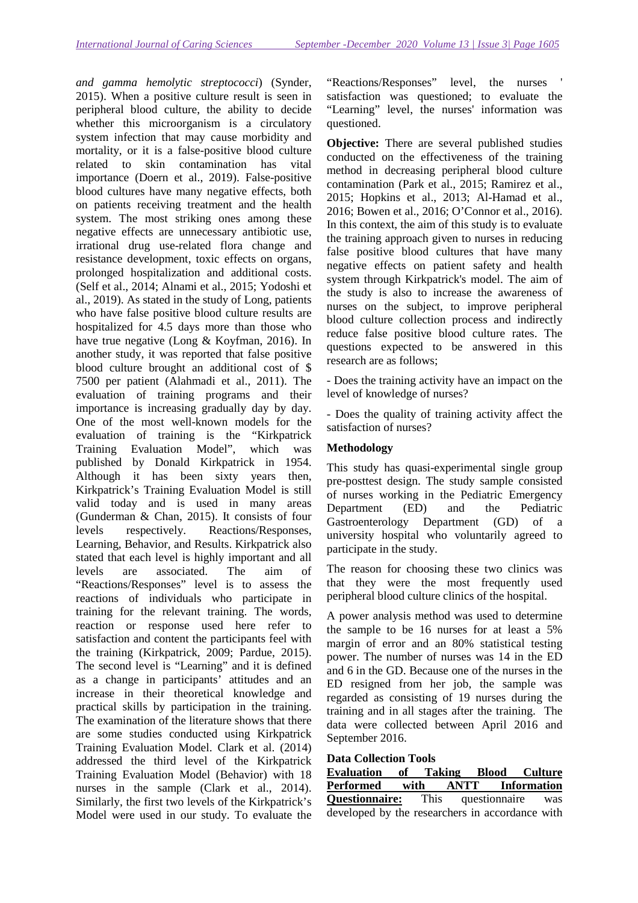*and gamma hemolytic streptococci*) (Synder, 2015). When a positive culture result is seen in peripheral blood culture, the ability to decide whether this microorganism is a circulatory system infection that may cause morbidity and mortality, or it is a false-positive blood culture related to skin contamination has vital importance (Doern et al., 2019). False-positive blood cultures have many negative effects, both on patients receiving treatment and the health system. The most striking ones among these negative effects are unnecessary antibiotic use, irrational drug use-related flora change and resistance development, toxic effects on organs, prolonged hospitalization and additional costs. (Self et al., 2014; Alnami et al., 2015; Yodoshi et al., 2019). As stated in the study of Long, patients who have false positive blood culture results are hospitalized for 4.5 days more than those who have true negative (Long & Koyfman, 2016). In another study, it was reported that false positive blood culture brought an additional cost of $ 7500 per patient (Alahmadi et al., 2011). The evaluation of training programs and their importance is increasing gradually day by day. One of the most well-known models for the evaluation of training is the "Kirkpatrick Training Evaluation Model", which was published by Donald Kirkpatrick in 1954. Although it has been sixty years then, Kirkpatrick's Training Evaluation Model is still valid today and is used in many areas (Gunderman & Chan, 2015). It consists of four levels respectively. Reactions/Responses, Learning, Behavior, and Results. Kirkpatrick also stated that each level is highly important and all levels are associated. The aim of "Reactions/Responses" level is to assess the reactions of individuals who participate in training for the relevant training. The words, reaction or response used here refer to satisfaction and content the participants feel with the training (Kirkpatrick, 2009; Pardue, 2015). The second level is "Learning" and it is defined as a change in participants' attitudes and an increase in their theoretical knowledge and practical skills by participation in the training. The examination of the literature shows that there are some studies conducted using Kirkpatrick Training Evaluation Model. Clark et al. (2014) addressed the third level of the Kirkpatrick Training Evaluation Model (Behavior) with 18 nurses in the sample (Clark et al., 2014). Similarly, the first two levels of the Kirkpatrick's Model were used in our study. To evaluate the "Reactions/Responses" level, the nurses ' satisfaction was questioned; to evaluate the "Learning" level, the nurses' information was questioned.

**Objective:** There are several published studies conducted on the effectiveness of the training method in decreasing peripheral blood culture contamination (Park et al., 2015; Ramirez et al., 2015; Hopkins et al., 2013; Al-Hamad et al., 2016; Bowen et al., 2016; O'Connor et al., 2016). In this context, the aim of this study is to evaluate the training approach given to nurses in reducing false positive blood cultures that have many negative effects on patient safety and health system through Kirkpatrick's model. The aim of the study is also to increase the awareness of nurses on the subject, to improve peripheral blood culture collection process and indirectly reduce false positive blood culture rates. The questions expected to be answered in this research are as follows;

- Does the training activity have an impact on the level of knowledge of nurses?

- Does the quality of training activity affect the satisfaction of nurses?

**Methodology**

This study has quasi-experimental single group pre-posttest design. The study sample consisted of nurses working in the Pediatric Emergency Department (ED) and the Pediatric Gastroenterology Department (GD) of a university hospital who voluntarily agreed to participate in the study.

The reason for choosing these two clinics was that they were the most frequently used peripheral blood culture clinics of the hospital.

A power analysis method was used to determine the sample to be 16 nurses for at least a 5% margin of error and an 80% statistical testing power. The number of nurses was 14 in the ED and 6 in the GD. Because one of the nurses in the ED resigned from her job, the sample was regarded as consisting of 19 nurses during the training and in all stages after the training. The data were collected between April 2016 and September 2016.

**Data Collection Tools**

**Evaluation of Taking Blood Culture Performed with ANTT Information Questionnaire:** This questionnaire was developed by the researchers in accordance with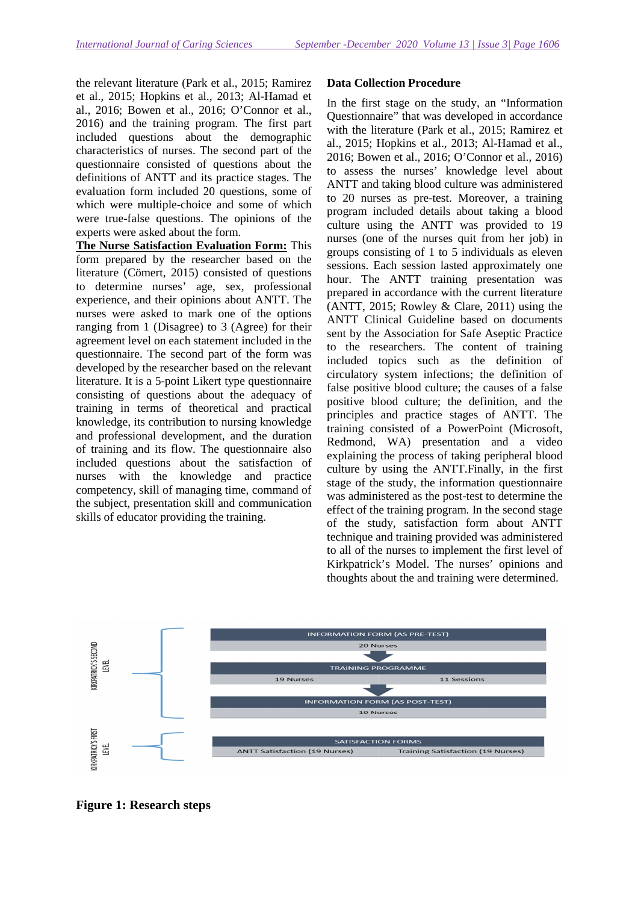the relevant literature (Park et al., 2015; Ramirez et al., 2015; Hopkins et al., 2013; Al-Hamad et al., 2016; Bowen et al., 2016; O'Connor et al., 2016) and the training program. The first part included questions about the demographic characteristics of nurses. The second part of the questionnaire consisted of questions about the definitions of ANTT and its practice stages. The evaluation form included 20 questions, some of which were multiple-choice and some of which were true-false questions. The opinions of the experts were asked about the form.

**The Nurse Satisfaction Evaluation Form:** This form prepared by the researcher based on the literature (Cömert, 2015) consisted of questions to determine nurses' age, sex, professional experience, and their opinions about ANTT. The nurses were asked to mark one of the options ranging from 1 (Disagree) to 3 (Agree) for their agreement level on each statement included in the questionnaire. The second part of the form was developed by the researcher based on the relevant literature. It is a 5-point Likert type questionnaire consisting of questions about the adequacy of training in terms of theoretical and practical knowledge, its contribution to nursing knowledge and professional development, and the duration of training and its flow. The questionnaire also included questions about the satisfaction of nurses with the knowledge and practice competency, skill of managing time, command of the subject, presentation skill and communication skills of educator providing the training.

**Data Collection Procedure**

In the first stage on the study, an "Information Questionnaire" that was developed in accordance with the literature (Park et al., 2015; Ramirez et al., 2015; Hopkins et al., 2013; Al-Hamad et al., 2016; Bowen et al., 2016; O'Connor et al., 2016) to assess the nurses' knowledge level about ANTT and taking blood culture was administered to 20 nurses as pre-test. Moreover, a training program included details about taking a blood culture using the ANTT was provided to 19 nurses (one of the nurses quit from her job) in groups consisting of 1 to 5 individuals as eleven sessions. Each session lasted approximately one hour. The ANTT training presentation was prepared in accordance with the current literature (ANTT, 2015; Rowley & Clare, 2011) using the ANTT Clinical Guideline based on documents sent by the Association for Safe Aseptic Practice to the researchers. The content of training included topics such as the definition of circulatory system infections; the definition of false positive blood culture; the causes of a false positive blood culture; the definition, and the principles and practice stages of ANTT. The training consisted of a PowerPoint (Microsoft, Redmond, WA) presentation and a video explaining the process of taking peripheral blood culture by using the ANTT.Finally, in the first stage of the study, the information questionnaire was administered as the post-test to determine the effect of the training program. In the second stage of the study, satisfaction form about ANTT technique and training provided was administered to all of the nurses to implement the first level of Kirkpatrick's Model. The nurses' opinions and thoughts about the and training were determined.

KIRKPATRICK'S SECOND LEVEL

INFORMATION FORM (AS PRE-TEST)
20 Nurses

TRAINING PROGRAMME
19 Nurses | 11 Sessions

INFORMATION FORM (AS POST-TEST)
19 Nurses

KIRKPATRICK'S FIRST LEVEL

SATISFACTION FORMS
ANTT Satisfaction (19 Nurses) | Training Satisfaction (19 Nurses)

**Figure 1: Research steps**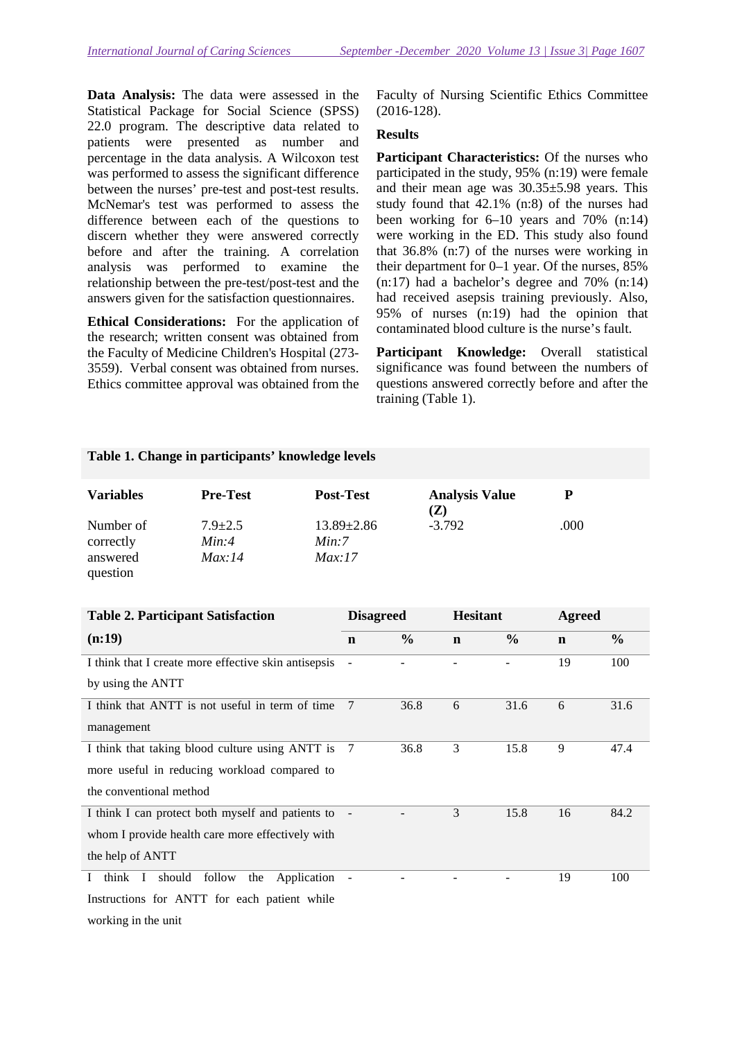**Data Analysis:** The data were assessed in the Statistical Package for Social Science (SPSS) 22.0 program. The descriptive data related to patients were presented as number and percentage in the data analysis. A Wilcoxon test was performed to assess the significant difference between the nurses' pre-test and post-test results. McNemar's test was performed to assess the difference between each of the questions to discern whether they were answered correctly before and after the training. A correlation analysis was performed to examine the relationship between the pre-test/post-test and the answers given for the satisfaction questionnaires.

**Ethical Considerations:** For the application of the research; written consent was obtained from the Faculty of Medicine Children's Hospital (273-3559). Verbal consent was obtained from nurses. Ethics committee approval was obtained from the Faculty of Nursing Scientific Ethics Committee (2016-128).

## Results

**Participant Characteristics:** Of the nurses who participated in the study, 95% (n:19) were female and their mean age was 30.35±5.98 years. This study found that 42.1% (n:8) of the nurses had been working for 6–10 years and 70% (n:14) were working in the ED. This study also found that 36.8% (n:7) of the nurses were working in their department for 0–1 year. Of the nurses, 85% (n:17) had a bachelor's degree and 70% (n:14) had received asepsis training previously. Also, 95% of nurses (n:19) had the opinion that contaminated blood culture is the nurse's fault.

**Participant Knowledge:** Overall statistical significance was found between the numbers of questions answered correctly before and after the training (Table 1).

**Table 1. Change in participants' knowledge levels**

| Variables | Pre-Test | Post-Test | Analysis Value (Z) | P |
|---|---|---|---|---|
| Number of correctly answered question | 7.9±2.5<br>*Min:4*<br>*Max:14* | 13.89±2.86<br>*Min:7*<br>*Max:17* | -3.792 | .000 |

| Table 2. Participant Satisfaction | Disagreed | | Hesitant | | Agreed | |
|---|---|---|---|---|---|---|
| (n:19) | n | % | n | % | n | % |
| I think that I create more effective skin antisepsis by using the ANTT | - | - | - | - | 19 | 100 |
| I think that ANTT is not useful in term of time management | 7 | 36.8 | 6 | 31.6 | 6 | 31.6 |
| I think that taking blood culture using ANTT is more useful in reducing workload compared to the conventional method | 7 | 36.8 | 3 | 15.8 | 9 | 47.4 |
| I think I can protect both myself and patients to whom I provide health care more effectively with the help of ANTT | - | - | 3 | 15.8 | 16 | 84.2 |
| I think I should follow the Application Instructions for ANTT for each patient while working in the unit | - | - | - | - | 19 | 100 |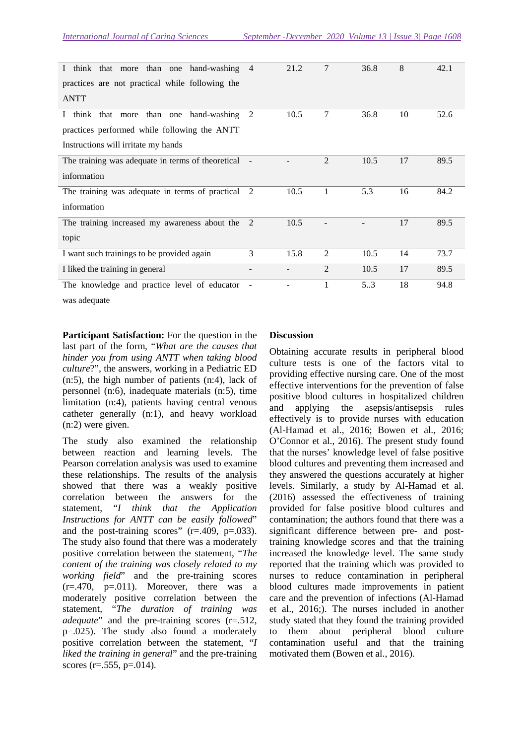| | | | | | | |
|---|---|---|---|---|---|---|
| I think that more than one hand-washing practices are not practical while following the ANTT | 4 | 21.2 | 7 | 36.8 | 8 | 42.1 |
| I think that more than one hand-washing practices performed while following the ANTT Instructions will irritate my hands | 2 | 10.5 | 7 | 36.8 | 10 | 52.6 |
| The training was adequate in terms of theoretical information | - | - | 2 | 10.5 | 17 | 89.5 |
| The training was adequate in terms of practical information | 2 | 10.5 | 1 | 5.3 | 16 | 84.2 |
| The training increased my awareness about the topic | 2 | 10.5 | - | - | 17 | 89.5 |
| I want such trainings to be provided again | 3 | 15.8 | 2 | 10.5 | 14 | 73.7 |
| I liked the training in general | - | - | 2 | 10.5 | 17 | 89.5 |
| The knowledge and practice level of educator was adequate | - | - | 1 | 5..3 | 18 | 94.8 |

**Participant Satisfaction:** For the question in the last part of the form, "*What are the causes that hinder you from using ANTT when taking blood culture*?", the answers, working in a Pediatric ED (n:5), the high number of patients (n:4), lack of personnel (n:6), inadequate materials (n:5), time limitation (n:4), patients having central venous catheter generally (n:1), and heavy workload (n:2) were given.

The study also examined the relationship between reaction and learning levels. The Pearson correlation analysis was used to examine these relationships. The results of the analysis showed that there was a weakly positive correlation between the answers for the statement, "*I think that the Application Instructions for ANTT can be easily followed*" and the post-training scores" (r=.409, p=.033). The study also found that there was a moderately positive correlation between the statement, "*The content of the training was closely related to my working field*" and the pre-training scores (r=.470, p=.011). Moreover, there was a moderately positive correlation between the statement, "*The duration of training was adequate*" and the pre-training scores (r=.512, p=.025). The study also found a moderately positive correlation between the statement, "*I liked the training in general*" and the pre-training scores (r=.555, p=.014).

**Discussion**

Obtaining accurate results in peripheral blood culture tests is one of the factors vital to providing effective nursing care. One of the most effective interventions for the prevention of false positive blood cultures in hospitalized children and applying the asepsis/antisepsis rules effectively is to provide nurses with education (Al-Hamad et al., 2016; Bowen et al., 2016; O'Connor et al., 2016). The present study found that the nurses' knowledge level of false positive blood cultures and preventing them increased and they answered the questions accurately at higher levels. Similarly, a study by Al-Hamad et al. (2016) assessed the effectiveness of training provided for false positive blood cultures and contamination; the authors found that there was a significant difference between pre- and post-training knowledge scores and that the training increased the knowledge level. The same study reported that the training which was provided to nurses to reduce contamination in peripheral blood cultures made improvements in patient care and the prevention of infections (Al-Hamad et al., 2016;). The nurses included in another study stated that they found the training provided to them about peripheral blood culture contamination useful and that the training motivated them (Bowen et al., 2016).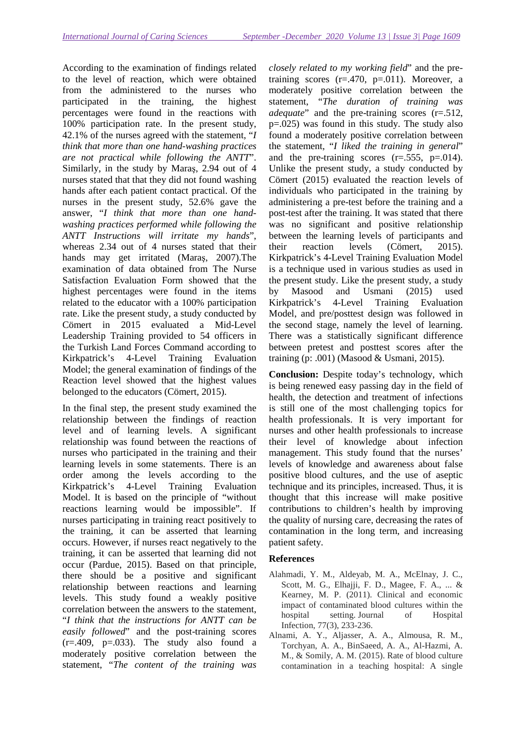According to the examination of findings related to the level of reaction, which were obtained from the administered to the nurses who participated in the training, the highest percentages were found in the reactions with 100% participation rate. In the present study, 42.1% of the nurses agreed with the statement, "*I think that more than one hand-washing practices are not practical while following the ANTT*". Similarly, in the study by Maraş, 2.94 out of 4 nurses stated that that they did not found washing hands after each patient contact practical. Of the nurses in the present study, 52.6% gave the answer, "*I think that more than one hand-washing practices performed while following the ANTT Instructions will irritate my hands*", whereas 2.34 out of 4 nurses stated that their hands may get irritated (Maraş, 2007).The examination of data obtained from The Nurse Satisfaction Evaluation Form showed that the highest percentages were found in the items related to the educator with a 100% participation rate. Like the present study, a study conducted by Cömert in 2015 evaluated a Mid-Level Leadership Training provided to 54 officers in the Turkish Land Forces Command according to Kirkpatrick's 4-Level Training Evaluation Model; the general examination of findings of the Reaction level showed that the highest values belonged to the educators (Cömert, 2015).

In the final step, the present study examined the relationship between the findings of reaction level and of learning levels. A significant relationship was found between the reactions of nurses who participated in the training and their learning levels in some statements. There is an order among the levels according to the Kirkpatrick's 4-Level Training Evaluation Model. It is based on the principle of "without reactions learning would be impossible". If nurses participating in training react positively to the training, it can be asserted that learning occurs. However, if nurses react negatively to the training, it can be asserted that learning did not occur (Pardue, 2015). Based on that principle, there should be a positive and significant relationship between reactions and learning levels. This study found a weakly positive correlation between the answers to the statement, "*I think that the instructions for ANTT can be easily followed*" and the post-training scores ($r=.409$, $p=.033$). The study also found a moderately positive correlation between the statement, "*The content of the training was closely related to my working field*" and the pre-training scores ($r=.470$, $p=.011$). Moreover, a moderately positive correlation between the statement, "*The duration of training was adequate*" and the pre-training scores ($r=.512$, $p=.025$) was found in this study. The study also found a moderately positive correlation between the statement, "*I liked the training in general*" and the pre-training scores ($r=.555$, $p=.014$). Unlike the present study, a study conducted by Cömert (2015) evaluated the reaction levels of individuals who participated in the training by administering a pre-test before the training and a post-test after the training. It was stated that there was no significant and positive relationship between the learning levels of participants and their reaction levels (Cömert, 2015). Kirkpatrick's 4-Level Training Evaluation Model is a technique used in various studies as used in the present study. Like the present study, a study by Masood and Usmani (2015) used Kirkpatrick's 4-Level Training Evaluation Model, and pre/posttest design was followed in the second stage, namely the level of learning. There was a statistically significant difference between pretest and posttest scores after the training (p: .001) (Masood & Usmani, 2015).

**Conclusion:** Despite today's technology, which is being renewed easy passing day in the field of health, the detection and treatment of infections is still one of the most challenging topics for health professionals. It is very important for nurses and other health professionals to increase their level of knowledge about infection management. This study found that the nurses' levels of knowledge and awareness about false positive blood cultures, and the use of aseptic technique and its principles, increased. Thus, it is thought that this increase will make positive contributions to children's health by improving the quality of nursing care, decreasing the rates of contamination in the long term, and increasing patient safety.

## References

Alahmadi, Y. M., Aldeyab, M. A., McElnay, J. C., Scott, M. G., Elhajji, F. D., Magee, F. A., ... & Kearney, M. P. (2011). Clinical and economic impact of contaminated blood cultures within the hospital setting. Journal of Hospital Infection, 77(3), 233-236.

Alnami, A. Y., Aljasser, A. A., Almousa, R. M., Torchyan, A. A., BinSaeed, A. A., Al-Hazmi, A. M., & Somily, A. M. (2015). Rate of blood culture contamination in a teaching hospital: A single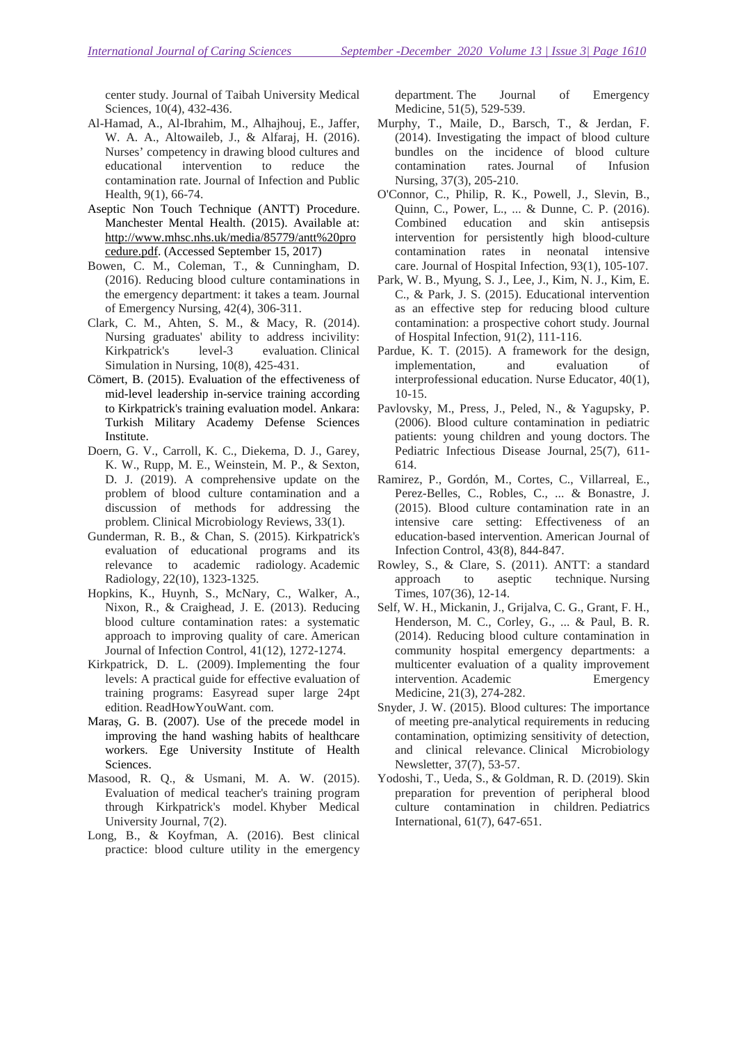center study. Journal of Taibah University Medical Sciences, 10(4), 432-436.

Al-Hamad, A., Al-Ibrahim, M., Alhajhouj, E., Jaffer, W. A. A., Altowaileb, J., & Alfaraj, H. (2016). Nurses' competency in drawing blood cultures and educational intervention to reduce the contamination rate. Journal of Infection and Public Health, 9(1), 66-74.

Aseptic Non Touch Technique (ANTT) Procedure. Manchester Mental Health. (2015). Available at: http://www.mhsc.nhs.uk/media/85779/antt%20procedure.pdf. (Accessed September 15, 2017)

Bowen, C. M., Coleman, T., & Cunningham, D. (2016). Reducing blood culture contaminations in the emergency department: it takes a team. Journal of Emergency Nursing, 42(4), 306-311.

Clark, C. M., Ahten, S. M., & Macy, R. (2014). Nursing graduates' ability to address incivility: Kirkpatrick's level-3 evaluation. Clinical Simulation in Nursing, 10(8), 425-431.

Cömert, B. (2015). Evaluation of the effectiveness of mid-level leadership in-service training according to Kirkpatrick's training evaluation model. Ankara: Turkish Military Academy Defense Sciences Institute.

Doern, G. V., Carroll, K. C., Diekema, D. J., Garey, K. W., Rupp, M. E., Weinstein, M. P., & Sexton, D. J. (2019). A comprehensive update on the problem of blood culture contamination and a discussion of methods for addressing the problem. Clinical Microbiology Reviews, 33(1).

Gunderman, R. B., & Chan, S. (2015). Kirkpatrick's evaluation of educational programs and its relevance to academic radiology. Academic Radiology, 22(10), 1323-1325.

Hopkins, K., Huynh, S., McNary, C., Walker, A., Nixon, R., & Craighead, J. E. (2013). Reducing blood culture contamination rates: a systematic approach to improving quality of care. American Journal of Infection Control, 41(12), 1272-1274.

Kirkpatrick, D. L. (2009). Implementing the four levels: A practical guide for effective evaluation of training programs: Easyread super large 24pt edition. ReadHowYouWant. com.

Maraş, G. B. (2007). Use of the precede model in improving the hand washing habits of healthcare workers. Ege University Institute of Health Sciences.

Masood, R. Q., & Usmani, M. A. W. (2015). Evaluation of medical teacher's training program through Kirkpatrick's model. Khyber Medical University Journal, 7(2).

Long, B., & Koyfman, A. (2016). Best clinical practice: blood culture utility in the emergency department. The Journal of Emergency Medicine, 51(5), 529-539.

Murphy, T., Maile, D., Barsch, T., & Jerdan, F. (2014). Investigating the impact of blood culture bundles on the incidence of blood culture contamination rates. Journal of Infusion Nursing, 37(3), 205-210.

O'Connor, C., Philip, R. K., Powell, J., Slevin, B., Quinn, C., Power, L., ... & Dunne, C. P. (2016). Combined education and skin antisepsis intervention for persistently high blood-culture contamination rates in neonatal intensive care. Journal of Hospital Infection, 93(1), 105-107.

Park, W. B., Myung, S. J., Lee, J., Kim, N. J., Kim, E. C., & Park, J. S. (2015). Educational intervention as an effective step for reducing blood culture contamination: a prospective cohort study. Journal of Hospital Infection, 91(2), 111-116.

Pardue, K. T. (2015). A framework for the design, implementation, and evaluation of interprofessional education. Nurse Educator, 40(1), 10-15.

Pavlovsky, M., Press, J., Peled, N., & Yagupsky, P. (2006). Blood culture contamination in pediatric patients: young children and young doctors. The Pediatric Infectious Disease Journal, 25(7), 611-614.

Ramirez, P., Gordón, M., Cortes, C., Villarreal, E., Perez-Belles, C., Robles, C., ... & Bonastre, J. (2015). Blood culture contamination rate in an intensive care setting: Effectiveness of an education-based intervention. American Journal of Infection Control, 43(8), 844-847.

Rowley, S., & Clare, S. (2011). ANTT: a standard approach to aseptic technique. Nursing Times, 107(36), 12-14.

Self, W. H., Mickanin, J., Grijalva, C. G., Grant, F. H., Henderson, M. C., Corley, G., ... & Paul, B. R. (2014). Reducing blood culture contamination in community hospital emergency departments: a multicenter evaluation of a quality improvement intervention. Academic Emergency Medicine, 21(3), 274-282.

Snyder, J. W. (2015). Blood cultures: The importance of meeting pre-analytical requirements in reducing contamination, optimizing sensitivity of detection, and clinical relevance. Clinical Microbiology Newsletter, 37(7), 53-57.

Yodoshi, T., Ueda, S., & Goldman, R. D. (2019). Skin preparation for prevention of peripheral blood culture contamination in children. Pediatrics International, 61(7), 647-651.